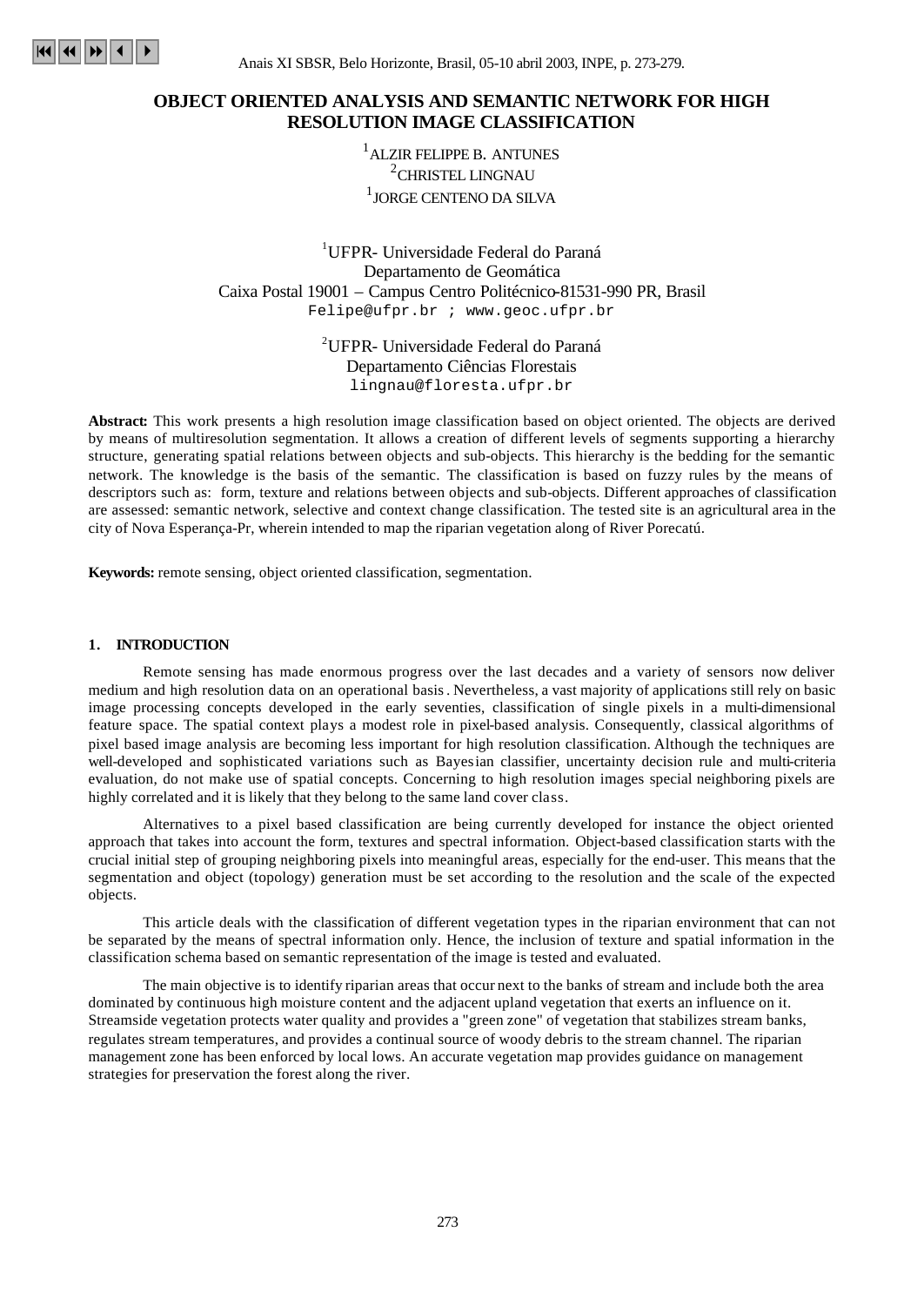# OBJECT ORIENTED ANALYSIS AND SEMANTIC NETWORK FOR HIGH RESOLUTION IMAGE CLASSIFICATION

[1]ALZIR FELIPPE B. ANTUNES
[2]CHRISTEL LINGNAU
[1]JORGE CENTENO DA SILVA

[1]UFPR- Universidade Federal do Paraná
Departamento de Geomática
Caixa Postal 19001 – Campus Centro Politécnico-81531-990 PR, Brasil
Felipe@ufpr.br ; www.geoc.ufpr.br

[2]UFPR- Universidade Federal do Paraná
Departamento Ciências Florestais
lingnau@floresta.ufpr.br

**Abstract:** This work presents a high resolution image classification based on object oriented. The objects are derived by means of multiresolution segmentation. It allows a creation of different levels of segments supporting a hierarchy structure, generating spatial relations between objects and sub-objects. This hierarchy is the bedding for the semantic network. The knowledge is the basis of the semantic. The classification is based on fuzzy rules by the means of descriptors such as: form, texture and relations between objects and sub-objects. Different approaches of classification are assessed: semantic network, selective and context change classification. The tested site is an agricultural area in the city of Nova Esperança-Pr, wherein intended to map the riparian vegetation along of River Porecatú.

**Keywords:** remote sensing, object oriented classification, segmentation.

## 1. INTRODUCTION

Remote sensing has made enormous progress over the last decades and a variety of sensors now deliver medium and high resolution data on an operational basis. Nevertheless, a vast majority of applications still rely on basic image processing concepts developed in the early seventies, classification of single pixels in a multi-dimensional feature space. The spatial context plays a modest role in pixel-based analysis. Consequently, classical algorithms of pixel based image analysis are becoming less important for high resolution classification. Although the techniques are well-developed and sophisticated variations such as Bayesian classifier, uncertainty decision rule and multi-criteria evaluation, do not make use of spatial concepts. Concerning to high resolution images special neighboring pixels are highly correlated and it is likely that they belong to the same land cover class.

Alternatives to a pixel based classification are being currently developed for instance the object oriented approach that takes into account the form, textures and spectral information. Object-based classification starts with the crucial initial step of grouping neighboring pixels into meaningful areas, especially for the end-user. This means that the segmentation and object (topology) generation must be set according to the resolution and the scale of the expected objects.

This article deals with the classification of different vegetation types in the riparian environment that can not be separated by the means of spectral information only. Hence, the inclusion of texture and spatial information in the classification schema based on semantic representation of the image is tested and evaluated.

The main objective is to identify riparian areas that occur next to the banks of stream and include both the area dominated by continuous high moisture content and the adjacent upland vegetation that exerts an influence on it. Streamside vegetation protects water quality and provides a "green zone" of vegetation that stabilizes stream banks, regulates stream temperatures, and provides a continual source of woody debris to the stream channel. The riparian management zone has been enforced by local lows. An accurate vegetation map provides guidance on management strategies for preservation the forest along the river.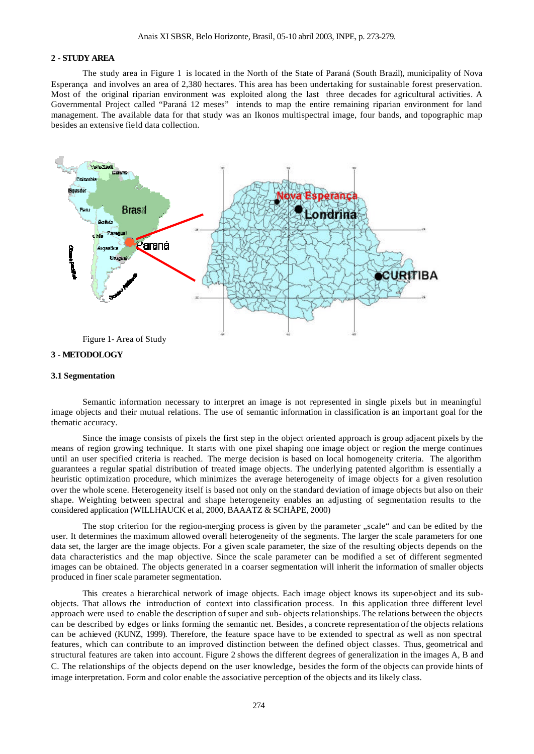## 2 - STUDY AREA

The study area in Figure 1 is located in the North of the State of Paraná (South Brazil), municipality of Nova Esperança and involves an area of 2,380 hectares. This area has been undertaking for sustainable forest preservation. Most of the original riparian environment was exploited along the last three decades for agricultural activities. A Governmental Project called "Paraná 12 meses" intends to map the entire remaining riparian environment for land management. The available data for that study was an Ikonos multispectral image, four bands, and topographic map besides an extensive field data collection.

Figure 1- Area of Study

## 3 - METODOLOGY

### 3.1 Segmentation

Semantic information necessary to interpret an image is not represented in single pixels but in meaningful image objects and their mutual relations. The use of semantic information in classification is an important goal for the thematic accuracy.

Since the image consists of pixels the first step in the object oriented approach is group adjacent pixels by the means of region growing technique. It starts with one pixel shaping one image object or region the merge continues until an user specified criteria is reached. The merge decision is based on local homogeneity criteria. The algorithm guarantees a regular spatial distribution of treated image objects. The underlying patented algorithm is essentially a heuristic optimization procedure, which minimizes the average heterogeneity of image objects for a given resolution over the whole scene. Heterogeneity itself is based not only on the standard deviation of image objects but also on their shape. Weighting between spectral and shape heterogeneity enables an adjusting of segmentation results to the considered application (WILLHAUCK et al, 2000, BAAATZ & SCHÄPE, 2000)

The stop criterion for the region-merging process is given by the parameter „scale" and can be edited by the user. It determines the maximum allowed overall heterogeneity of the segments. The larger the scale parameters for one data set, the larger are the image objects. For a given scale parameter, the size of the resulting objects depends on the data characteristics and the map objective. Since the scale parameter can be modified a set of different segmented images can be obtained. The objects generated in a coarser segmentation will inherit the information of smaller objects produced in finer scale parameter segmentation.

This creates a hierarchical network of image objects. Each image object knows its super-object and its sub-objects. That allows the introduction of context into classification process. In this application three different level approach were used to enable the description of super and sub- objects relationships. The relations between the objects can be described by edges or links forming the semantic net. Besides, a concrete representation of the objects relations can be achieved (KUNZ, 1999). Therefore, the feature space have to be extended to spectral as well as non spectral features, which can contribute to an improved distinction between the defined object classes. Thus, geometrical and structural features are taken into account. Figure 2 shows the different degrees of generalization in the images A, B and C. The relationships of the objects depend on the user knowledge, besides the form of the objects can provide hints of image interpretation. Form and color enable the associative perception of the objects and its likely class.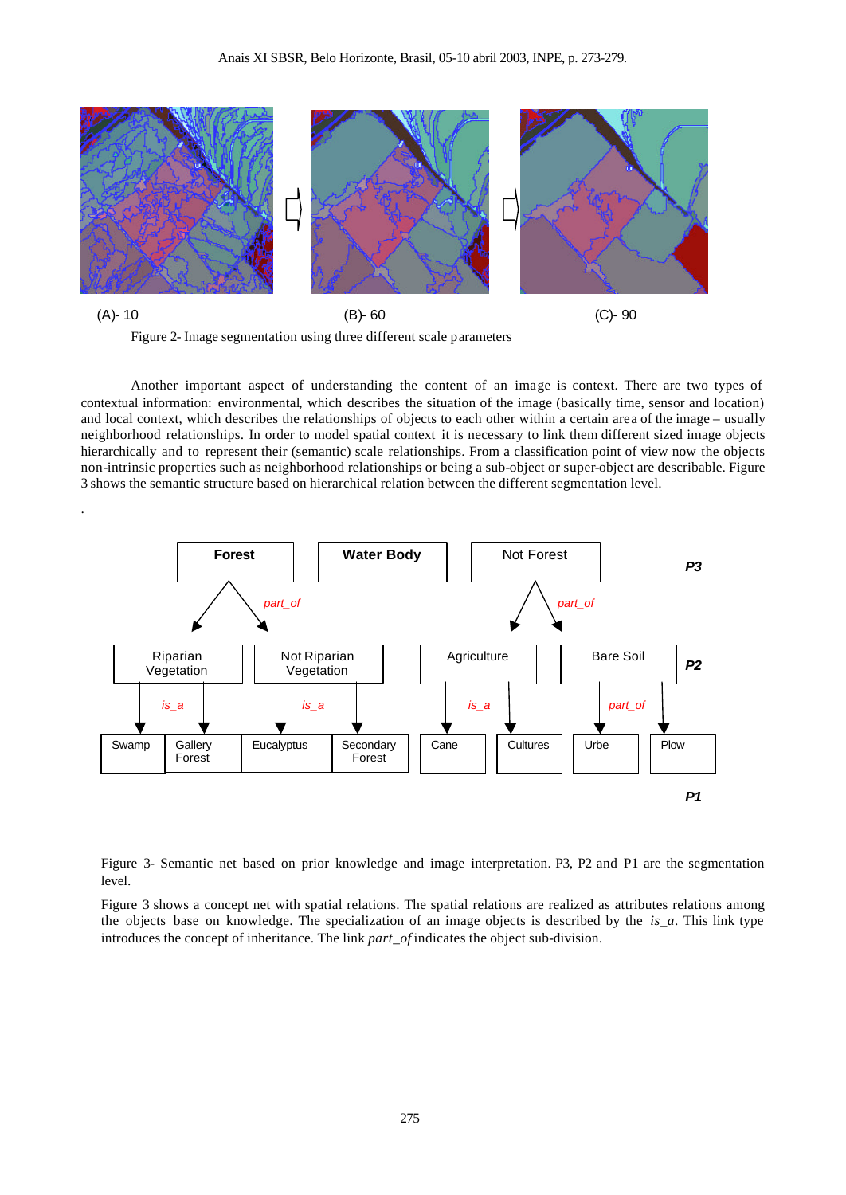(A)- 10 (B)- 60 (C)- 90

Figure 2- Image segmentation using three different scale parameters

Another important aspect of understanding the content of an image is context. There are two types of contextual information: environmental, which describes the situation of the image (basically time, sensor and location) and local context, which describes the relationships of objects to each other within a certain area of the image – usually neighborhood relationships. In order to model spatial context it is necessary to link them different sized image objects hierarchically and to represent their (semantic) scale relationships. From a classification point of view the objects non-intrinsic properties such as neighborhood relationships or being a sub-object or super-object are describable. Figure 3 shows the semantic structure based on hierarchical relation between the different segmentation level.

.

Forest | Water Body | Not Forest — P3

part_of | part_of

Riparian Vegetation | Not Riparian Vegetation | Agriculture | Bare Soil — P2

is_a | is_a | is_a | part_of

Swamp | Gallery Forest | Eucalyptus | Secondary Forest | Cane | Cultures | Urbe | Plow — P1

Figure 3- Semantic net based on prior knowledge and image interpretation. P3, P2 and P1 are the segmentation level.

Figure 3 shows a concept net with spatial relations. The spatial relations are realized as attributes relations among the objects base on knowledge. The specialization of an image objects is described by the *is_a*. This link type introduces the concept of inheritance. The link *part_of* indicates the object sub-division.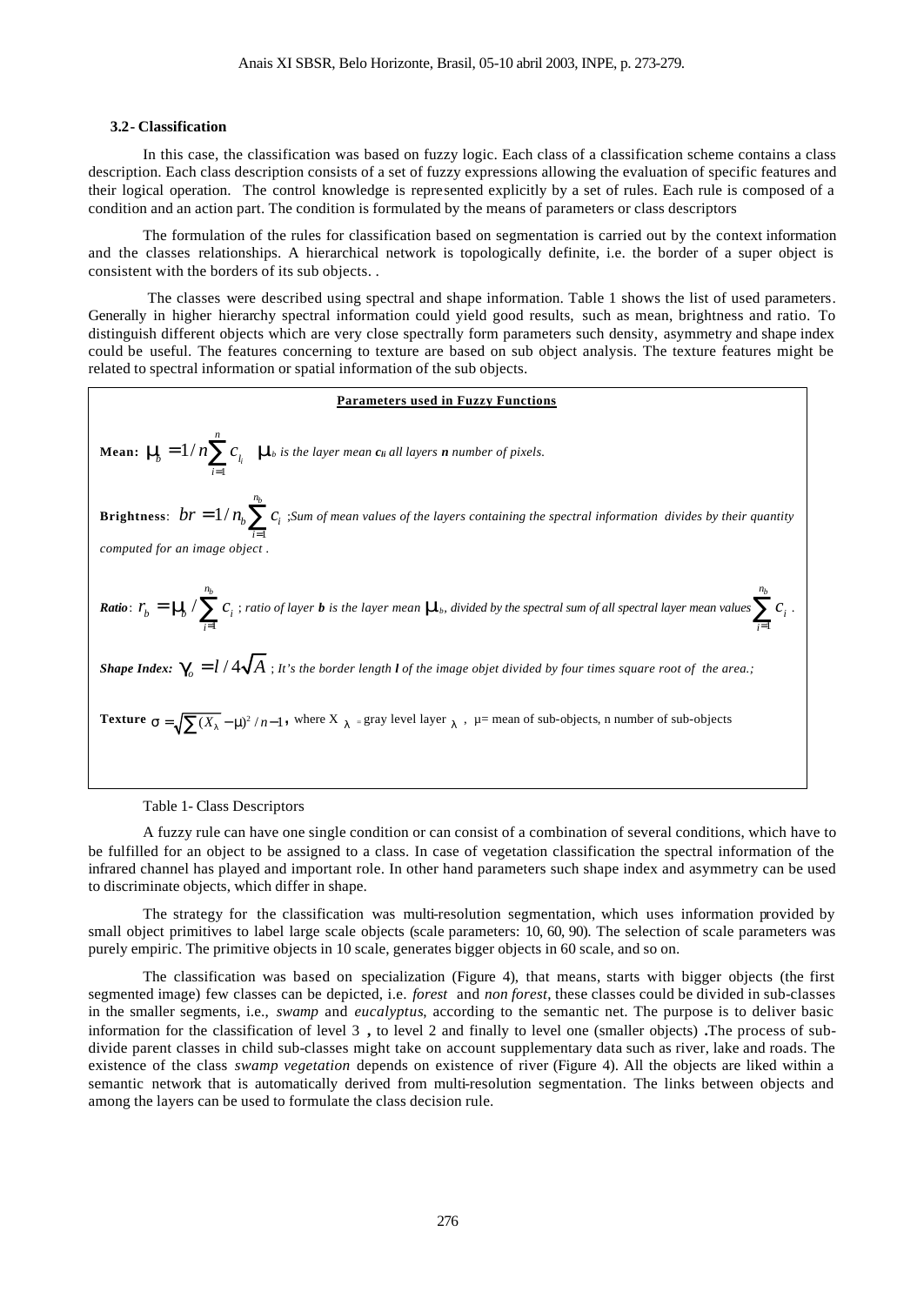### 3.2- Classification

In this case, the classification was based on fuzzy logic. Each class of a classification scheme contains a class description. Each class description consists of a set of fuzzy expressions allowing the evaluation of specific features and their logical operation. The control knowledge is represented explicitly by a set of rules. Each rule is composed of a condition and an action part. The condition is formulated by the means of parameters or class descriptors

The formulation of the rules for classification based on segmentation is carried out by the context information and the classes relationships. A hierarchical network is topologically definite, i.e. the border of a super object is consistent with the borders of its sub objects. .

The classes were described using spectral and shape information. Table 1 shows the list of used parameters. Generally in higher hierarchy spectral information could yield good results, such as mean, brightness and ratio. To distinguish different objects which are very close spectrally form parameters such density, asymmetry and shape index could be useful. The features concerning to texture are based on sub object analysis. The texture features might be related to spectral information or spatial information of the sub objects.

**Parameters used in Fuzzy Functions**

**Mean:** $\mu_b = 1/n \sum_{i=1}^{n} c_{l_i}$ *$\mu_b$ is the layer mean $c_{li}$ all layers **n** number of pixels.*

**Brightness**: $br = 1/n_b \sum_{i=1}^{n_b} c_i$ *;Sum of mean values of the layers containing the spectral information divides by their quantity computed for an image object .*

***Ratio***: $r_b = \mu_b / \sum_{i=1}^{n_b} c_i$ *; ratio of layer **b** is the layer mean $\mu_b$, divided by the spectral sum of all spectral layer mean values* $\sum_{i=1}^{n_b} c_i$ .

***Shape Index:*** $\gamma_o = l / 4\sqrt{A}$ *; It's the border length **l** of the image objet divided by four times square root of the area.;*

**Texture** $\sigma = \sqrt{\sum (X_\lambda - \mu)^2 / n - 1}$, where $X_\lambda$ = gray level layer $\lambda$, $\mu$= mean of sub-objects, n number of sub-objects

Table 1- Class Descriptors

A fuzzy rule can have one single condition or can consist of a combination of several conditions, which have to be fulfilled for an object to be assigned to a class. In case of vegetation classification the spectral information of the infrared channel has played and important role. In other hand parameters such shape index and asymmetry can be used to discriminate objects, which differ in shape.

The strategy for the classification was multi-resolution segmentation, which uses information provided by small object primitives to label large scale objects (scale parameters: 10, 60, 90). The selection of scale parameters was purely empiric. The primitive objects in 10 scale, generates bigger objects in 60 scale, and so on.

The classification was based on specialization (Figure 4), that means, starts with bigger objects (the first segmented image) few classes can be depicted, i.e. *forest* and *non forest*, these classes could be divided in sub-classes in the smaller segments, i.e., *swamp* and *eucalyptus*, according to the semantic net. The purpose is to deliver basic information for the classification of level 3 , to level 2 and finally to level one (smaller objects) .The process of sub-divide parent classes in child sub-classes might take on account supplementary data such as river, lake and roads. The existence of the class *swamp vegetation* depends on existence of river (Figure 4). All the objects are liked within a semantic network that is automatically derived from multi-resolution segmentation. The links between objects and among the layers can be used to formulate the class decision rule.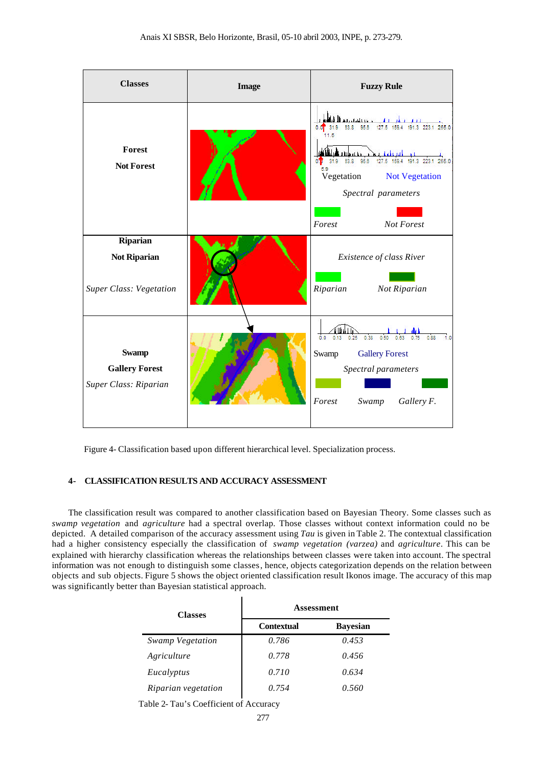| Classes | Image | Fuzzy Rule |
| --- | --- | --- |
| **Forest**<br>**Not Forest** | | Vegetation / Not Vegetation<br>*Spectral parameters*<br>*Forest* / *Not Forest* |
| **Riparian**<br>**Not Riparian**<br>*Super Class: Vegetation* | | *Existence of class River*<br>*Riparian* / *Not Riparian* |
| **Swamp**<br>**Gallery Forest**<br>*Super Class: Riparian* | | Swamp / Gallery Forest<br>*Spectral parameters*<br>*Forest* / *Swamp* / *Gallery F.* |

Figure 4- Classification based upon different hierarchical level. Specialization process.

## 4- CLASSIFICATION RESULTS AND ACCURACY ASSESSMENT

The classification result was compared to another classification based on Bayesian Theory. Some classes such as *swamp vegetation* and *agriculture* had a spectral overlap. Those classes without context information could no be depicted. A detailed comparison of the accuracy assessment using *Tau* is given in Table 2. The contextual classification had a higher consistency especially the classification of *swamp vegetation (varzea)* and *agriculture*. This can be explained with hierarchy classification whereas the relationships between classes were taken into account. The spectral information was not enough to distinguish some classes, hence, objects categorization depends on the relation between objects and sub objects. Figure 5 shows the object oriented classification result Ikonos image. The accuracy of this map was significantly better than Bayesian statistical approach.

| Classes | Assessment | |
| --- | --- | --- |
| | **Contextual** | **Bayesian** |
| *Swamp Vegetation* | *0.786* | *0.453* |
| *Agriculture* | *0.778* | *0.456* |
| *Eucalyptus* | *0.710* | *0.634* |
| *Riparian vegetation* | *0.754* | *0.560* |

Table 2- Tau's Coefficient of Accuracy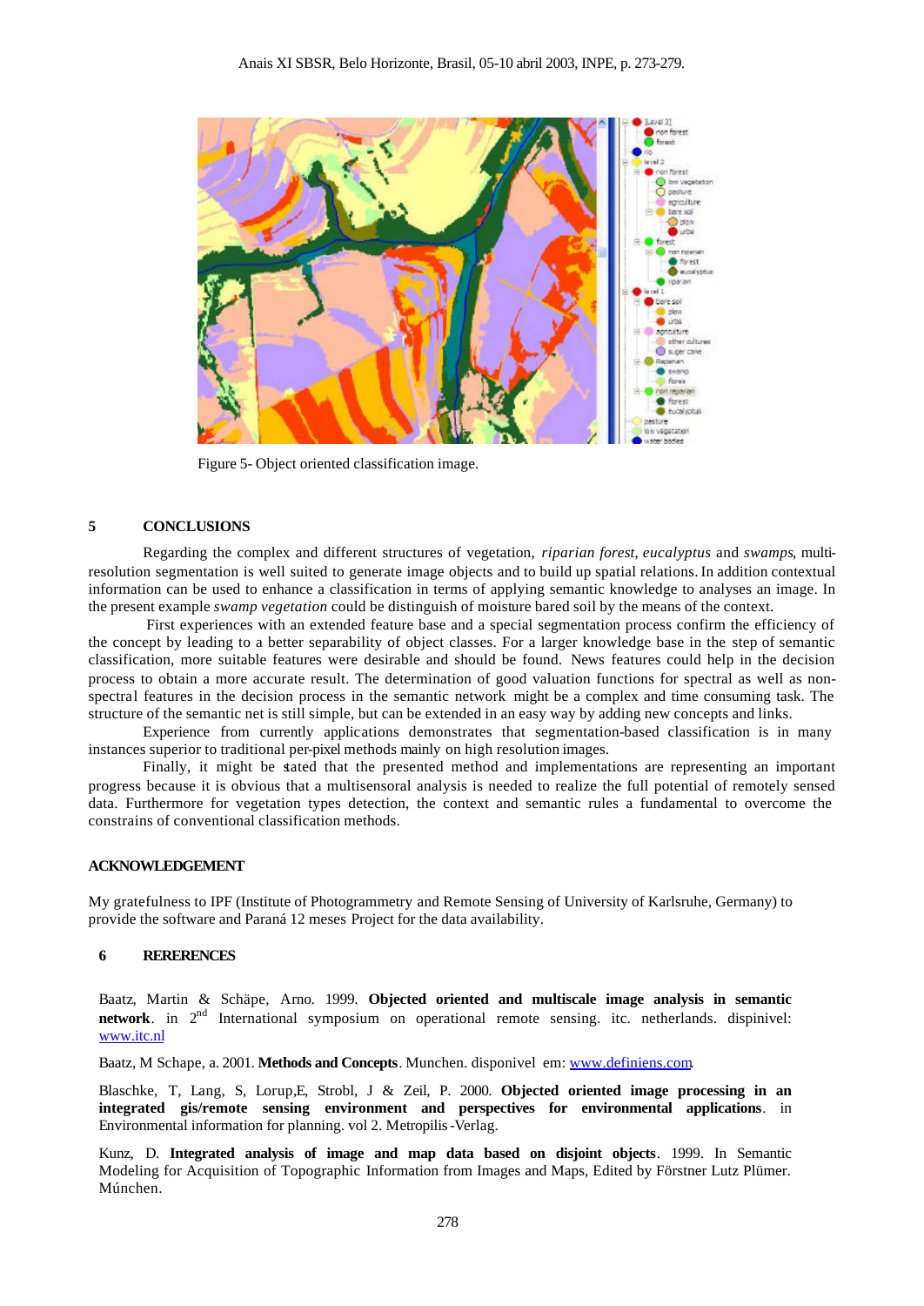Figure 5- Object oriented classification image.

## 5 CONCLUSIONS

Regarding the complex and different structures of vegetation, *riparian forest, eucalyptus* and *swamps*, multi-resolution segmentation is well suited to generate image objects and to build up spatial relations. In addition contextual information can be used to enhance a classification in terms of applying semantic knowledge to analyses an image. In the present example *swamp vegetation* could be distinguish of moisture bared soil by the means of the context.

First experiences with an extended feature base and a special segmentation process confirm the efficiency of the concept by leading to a better separability of object classes. For a larger knowledge base in the step of semantic classification, more suitable features were desirable and should be found. News features could help in the decision process to obtain a more accurate result. The determination of good valuation functions for spectral as well as non-spectral features in the decision process in the semantic network might be a complex and time consuming task. The structure of the semantic net is still simple, but can be extended in an easy way by adding new concepts and links.

Experience from currently applications demonstrates that segmentation-based classification is in many instances superior to traditional per-pixel methods mainly on high resolution images.

Finally, it might be stated that the presented method and implementations are representing an important progress because it is obvious that a multisensoral analysis is needed to realize the full potential of remotely sensed data. Furthermore for vegetation types detection, the context and semantic rules a fundamental to overcome the constrains of conventional classification methods.

## ACKNOWLEDGEMENT

My gratefulness to IPF (Institute of Photogrammetry and Remote Sensing of University of Karlsruhe, Germany) to provide the software and Paraná 12 meses Project for the data availability.

## 6 RERERENCES

Baatz, Martin & Schäpe, Arno. 1999. **Objected oriented and multiscale image analysis in semantic network**. in 2nd International symposium on operational remote sensing. itc. netherlands. dispinivel: www.itc.nl

Baatz, M Schape, a. 2001. **Methods and Concepts**. Munchen. disponivel em: www.definiens.com.

Blaschke, T, Lang, S, Lorup,E, Strobl, J & Zeil, P. 2000. **Objected oriented image processing in an integrated gis/remote sensing environment and perspectives for environmental applications**. in Environmental information for planning. vol 2. Metropilis-Verlag.

Kunz, D. **Integrated analysis of image and map data based on disjoint objects**. 1999. In Semantic Modeling for Acquisition of Topographic Information from Images and Maps, Edited by Förstner Lutz Plümer. Múnchen.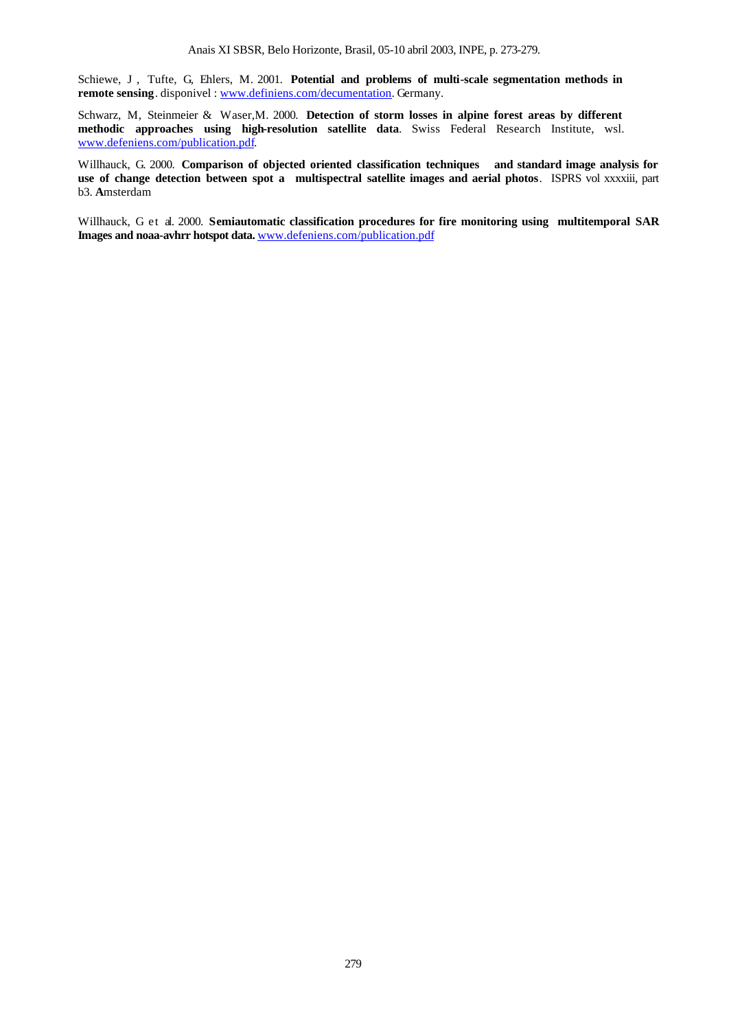Schiewe, J , Tufte, G, Ehlers, M. 2001. **Potential and problems of multi-scale segmentation methods in remote sensing**. disponivel : www.definiens.com/decumentation. Germany.

Schwarz, M, Steinmeier & Waser,M. 2000. **Detection of storm losses in alpine forest areas by different methodic approaches using high-resolution satellite data**. Swiss Federal Research Institute, wsl. www.defeniens.com/publication.pdf.

Willhauck, G. 2000. **Comparison of objected oriented classification techniques and standard image analysis for use of change detection between spot a multispectral satellite images and aerial photos**. ISPRS vol xxxxiii, part b3. **A**msterdam

Willhauck, G et al. 2000. **Semiautomatic classification procedures for fire monitoring using multitemporal SAR Images and noaa-avhrr hotspot data.** www.defeniens.com/publication.pdf